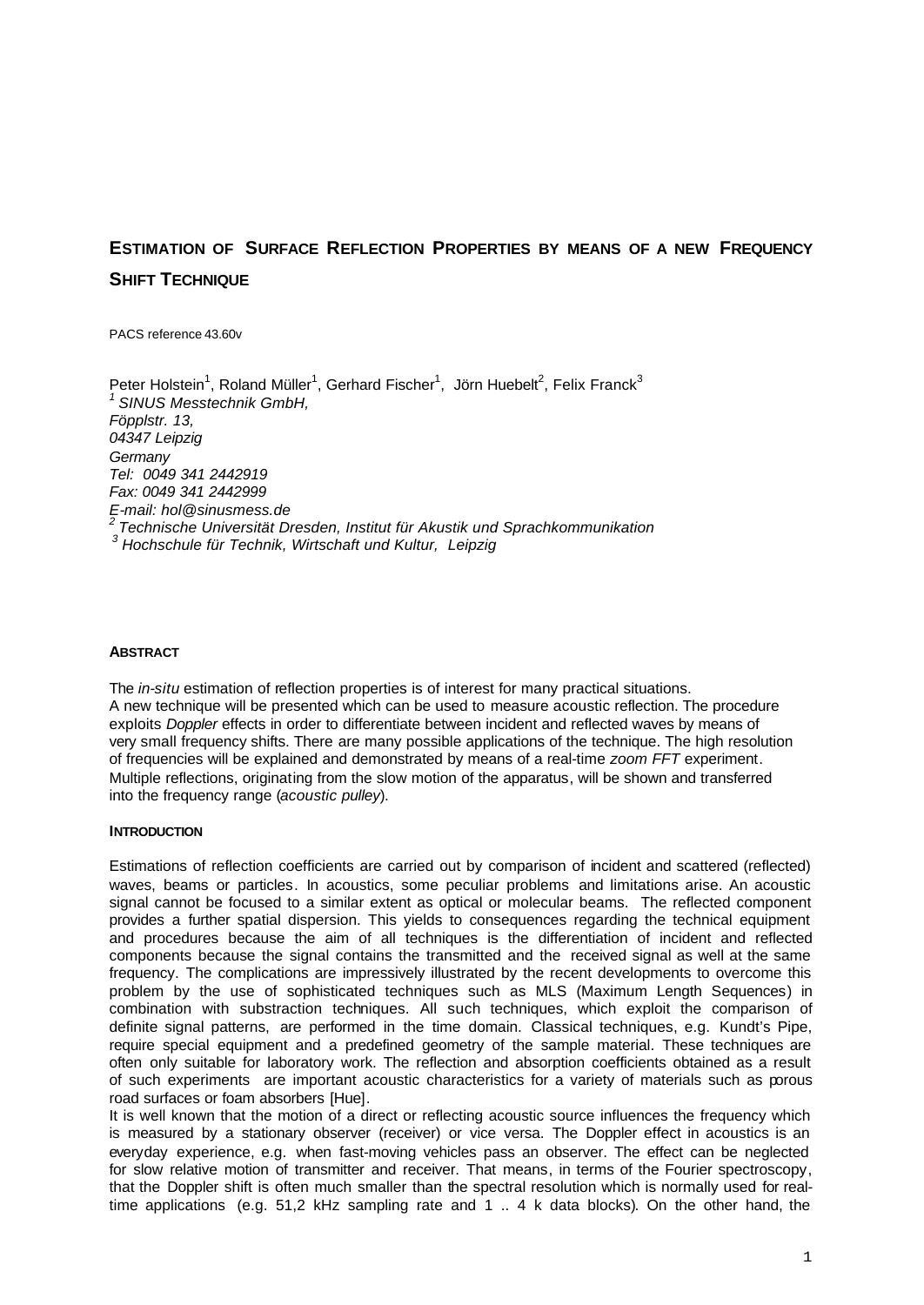# ESTIMATION OF SURFACE REFLECTION PROPERTIES BY MEANS OF A NEW FREQUENCY SHIFT TECHNIQUE

PACS reference 43.60v

Peter Holstein[1], Roland Müller[1], Gerhard Fischer[1], Jörn Huebelt[2], Felix Franck[3]

[1] *SINUS Messtechnik GmbH,*
*Föpplstr. 13,*
*04347 Leipzig*
*Germany*
*Tel: 0049 341 2442919*
*Fax: 0049 341 2442999*
*E-mail: hol@sinusmess.de*

[2] *Technische Universität Dresden, Institut für Akustik und Sprachkommunikation*

[3] *Hochschule für Technik, Wirtschaft und Kultur, Leipzig*

#### ABSTRACT

The *in-situ* estimation of reflection properties is of interest for many practical situations.
A new technique will be presented which can be used to measure acoustic reflection. The procedure exploits *Doppler* effects in order to differentiate between incident and reflected waves by means of very small frequency shifts. There are many possible applications of the technique. The high resolution of frequencies will be explained and demonstrated by means of a real-time *zoom FFT* experiment. Multiple reflections, originating from the slow motion of the apparatus, will be shown and transferred into the frequency range (*acoustic pulley*).

#### INTRODUCTION

Estimations of reflection coefficients are carried out by comparison of incident and scattered (reflected) waves, beams or particles. In acoustics, some peculiar problems and limitations arise. An acoustic signal cannot be focused to a similar extent as optical or molecular beams. The reflected component provides a further spatial dispersion. This yields to consequences regarding the technical equipment and procedures because the aim of all techniques is the differentiation of incident and reflected components because the signal contains the transmitted and the received signal as well at the same frequency. The complications are impressively illustrated by the recent developments to overcome this problem by the use of sophisticated techniques such as MLS (Maximum Length Sequences) in combination with substraction techniques. All such techniques, which exploit the comparison of definite signal patterns, are performed in the time domain. Classical techniques, e.g. Kundt's Pipe, require special equipment and a predefined geometry of the sample material. These techniques are often only suitable for laboratory work. The reflection and absorption coefficients obtained as a result of such experiments are important acoustic characteristics for a variety of materials such as porous road surfaces or foam absorbers [Hue].

It is well known that the motion of a direct or reflecting acoustic source influences the frequency which is measured by a stationary observer (receiver) or vice versa. The Doppler effect in acoustics is an everyday experience, e.g. when fast-moving vehicles pass an observer. The effect can be neglected for slow relative motion of transmitter and receiver. That means, in terms of the Fourier spectroscopy, that the Doppler shift is often much smaller than the spectral resolution which is normally used for real-time applications (e.g. 51,2 kHz sampling rate and 1 .. 4 k data blocks). On the other hand, the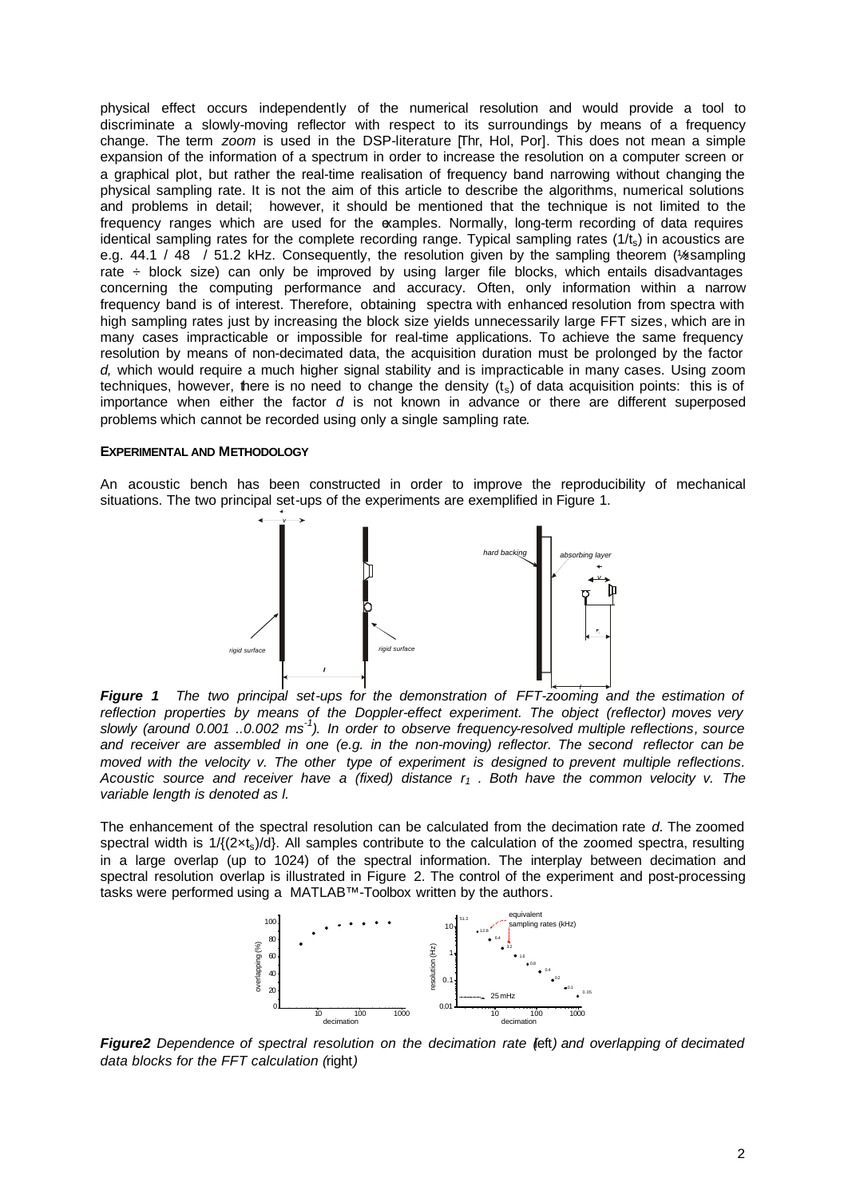physical effect occurs independently of the numerical resolution and would provide a tool to discriminate a slowly-moving reflector with respect to its surroundings by means of a frequency change. The term *zoom* is used in the DSP-literature [Thr, Hol, Por]. This does not mean a simple expansion of the information of a spectrum in order to increase the resolution on a computer screen or a graphical plot, but rather the real-time realisation of frequency band narrowing without changing the physical sampling rate. It is not the aim of this article to describe the algorithms, numerical solutions and problems in detail; however, it should be mentioned that the technique is not limited to the frequency ranges which are used for the examples. Normally, long-term recording of data requires identical sampling rates for the complete recording range. Typical sampling rates ($1/t_s$) in acoustics are e.g. 44.1 / 48 / 51.2 kHz. Consequently, the resolution given by the sampling theorem (½ sampling rate ÷ block size) can only be improved by using larger file blocks, which entails disadvantages concerning the computing performance and accuracy. Often, only information within a narrow frequency band is of interest. Therefore, obtaining spectra with enhanced resolution from spectra with high sampling rates just by increasing the block size yields unnecessarily large FFT sizes, which are in many cases impracticable or impossible for real-time applications. To achieve the same frequency resolution by means of non-decimated data, the acquisition duration must be prolonged by the factor *d*, which would require a much higher signal stability and is impracticable in many cases. Using zoom techniques, however, there is no need to change the density ($t_s$) of data acquisition points: this is of importance when either the factor *d* is not known in advance or there are different superposed problems which cannot be recorded using only a single sampling rate.

## EXPERIMENTAL AND METHODOLOGY

An acoustic bench has been constructed in order to improve the reproducibility of mechanical situations. The two principal set-ups of the experiments are exemplified in Figure 1.

***Figure 1*** *The two principal set-ups for the demonstration of FFT-zooming and the estimation of reflection properties by means of the Doppler-effect experiment. The object (reflector) moves very slowly (around 0.001 ..0.002 ms*$^{-1}$*). In order to observe frequency-resolved multiple reflections, source and receiver are assembled in one (e.g. in the non-moving) reflector. The second reflector can be moved with the velocity v. The other type of experiment is designed to prevent multiple reflections. Acoustic source and receiver have a (fixed) distance* $r_1$ *. Both have the common velocity v. The variable length is denoted as l.*

The enhancement of the spectral resolution can be calculated from the decimation rate *d*. The zoomed spectral width is $1/\{(2\times t_s)/d\}$. All samples contribute to the calculation of the zoomed spectra, resulting in a large overlap (up to 1024) of the spectral information. The interplay between decimation and spectral resolution overlap is illustrated in Figure 2. The control of the experiment and post-processing tasks were performed using a MATLAB™-Toolbox written by the authors.

***Figure2*** *Dependence of spectral resolution on the decimation rate (left) and overlapping of decimated data blocks for the FFT calculation (right)*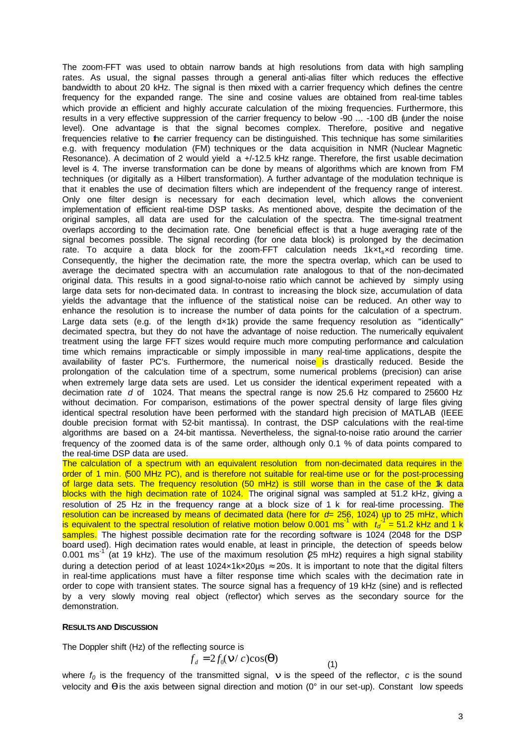The zoom-FFT was used to obtain narrow bands at high resolutions from data with high sampling rates. As usual, the signal passes through a general anti-alias filter which reduces the effective bandwidth to about 20 kHz. The signal is then mixed with a carrier frequency which defines the centre frequency for the expanded range. The sine and cosine values are obtained from real-time tables which provide an efficient and highly accurate calculation of the mixing frequencies. Furthermore, this results in a very effective suppression of the carrier frequency to below -90 ... -100 dB (under the noise level). One advantage is that the signal becomes complex. Therefore, positive and negative frequencies relative to the carrier frequency can be distinguished. This technique has some similarities e.g. with frequency modulation (FM) techniques or the data acquisition in NMR (Nuclear Magnetic Resonance). A decimation of 2 would yield a +/-12.5 kHz range. Therefore, the first usable decimation level is 4. The inverse transformation can be done by means of algorithms which are known from FM techniques (or digitally as a Hilbert transformation). A further advantage of the modulation technique is that it enables the use of decimation filters which are independent of the frequency range of interest. Only one filter design is necessary for each decimation level, which allows the convenient implementation of efficient real-time DSP tasks. As mentioned above, despite the decimation of the original samples, all data are used for the calculation of the spectra. The time-signal treatment overlaps according to the decimation rate. One beneficial effect is that a huge averaging rate of the signal becomes possible. The signal recording (for one data block) is prolonged by the decimation rate. To acquire a data block for the zoom-FFT calculation needs $1k \times t_s \times d$ recording time. Consequently, the higher the decimation rate, the more the spectra overlap, which can be used to average the decimated spectra with an accumulation rate analogous to that of the non-decimated original data. This results in a good signal-to-noise ratio which cannot be achieved by simply using large data sets for non-decimated data. In contrast to increasing the block size, accumulation of data yields the advantage that the influence of the statistical noise can be reduced. An other way to enhance the resolution is to increase the number of data points for the calculation of a spectrum. Large data sets (e.g. of the length $d \times 1k$) provide the same frequency resolution as "identically" decimated spectra, but they do not have the advantage of noise reduction. The numerically equivalent treatment using the large FFT sizes would require much more computing performance and calculation time which remains impracticable or simply impossible in many real-time applications, despite the availability of faster PC's. Furthermore, the numerical noise is drastically reduced. Beside the prolongation of the calculation time of a spectrum, some numerical problems (precision) can arise when extremely large data sets are used. Let us consider the identical experiment repeated with a decimation rate *d* of 1024. That means the spectral range is now 25.6 Hz compared to 25600 Hz without decimation. For comparison, estimations of the power spectral density of large files giving identical spectral resolution have been performed with the standard high precision of MATLAB (IEEE double precision format with 52-bit mantissa). In contrast, the DSP calculations with the real-time algorithms are based on a 24-bit mantissa. Nevertheless, the signal-to-noise ratio around the carrier frequency of the zoomed data is of the same order, although only 0.1 % of data points compared to the real-time DSP data are used.

The calculation of a spectrum with an equivalent resolution from non-decimated data requires in the order of 1 min. (500 MHz PC), and is therefore not suitable for real-time use or for the post-processing of large data sets. The frequency resolution (50 mHz) is still worse than in the case of the 1k data blocks with the high decimation rate of 1024. The original signal was sampled at 51.2 kHz, giving a resolution of 25 Hz in the frequency range at a block size of 1 k for real-time processing. The resolution can be increased by means of decimated data (here for $d$= 256, 1024) up to 25 mHz, which is equivalent to the spectral resolution of relative motion below 0.001 ms$^{-1}$ with $t_d^{-1}$ = 51.2 kHz and 1 k samples. The highest possible decimation rate for the recording software is 1024 (2048 for the DSP board used). High decimation rates would enable, at least in principle, the detection of speeds below 0.001 ms$^{-1}$ (at 19 kHz). The use of the maximum resolution (25 mHz) requires a high signal stability during a detection period of at least $1024 \times 1k \times 20\mu s \approx 20s$. It is important to note that the digital filters in real-time applications must have a filter response time which scales with the decimation rate in order to cope with transient states. The source signal has a frequency of 19 kHz (sine) and is reflected by a very slowly moving real object (reflector) which serves as the secondary source for the demonstration.

#### RESULTS AND DISCUSSION

The Doppler shift (Hz) of the reflecting source is

$$f_d = 2 f_0 (\nu / c) \cos(\theta) \qquad (1)$$

where $f_0$ is the frequency of the transmitted signal, $\nu$ is the speed of the reflector, $c$ is the sound velocity and $\theta$ is the axis between signal direction and motion (0° in our set-up). Constant low speeds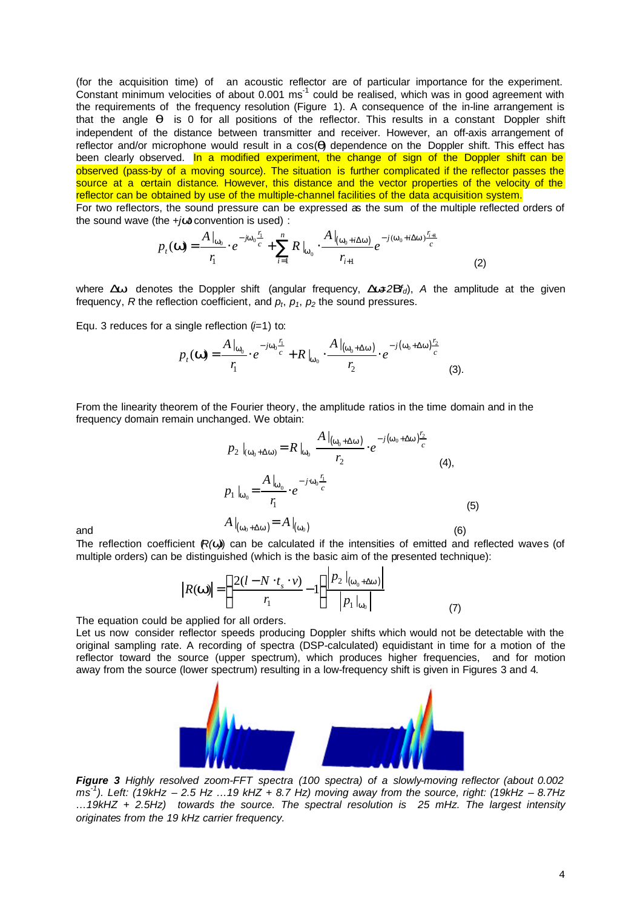(for the acquisition time) of an acoustic reflector are of particular importance for the experiment. Constant minimum velocities of about 0.001 ms$^{-1}$ could be realised, which was in good agreement with the requirements of the frequency resolution (Figure 1). A consequence of the in-line arrangement is that the angle $\Theta$ is 0 for all positions of the reflector. This results in a constant Doppler shift independent of the distance between transmitter and receiver. However, an off-axis arrangement of reflector and/or microphone would result in a cos($\Theta$) dependence on the Doppler shift. This effect has been clearly observed. In a modified experiment, the change of sign of the Doppler shift can be observed (pass-by of a moving source). The situation is further complicated if the reflector passes the source at a certain distance. However, this distance and the vector properties of the velocity of the reflector can be obtained by use of the multiple-channel facilities of the data acquisition system.

For two reflectors, the sound pressure can be expressed as the sum of the multiple reflected orders of the sound wave (the $+j\omega$ convention is used) :

$$p_t(\omega) = \frac{A|_{\omega_0}}{r_1} \cdot e^{-j\omega_0 \frac{r_1}{c}} + \sum_{i=1}^{n} R|_{\omega_0} \cdot \frac{A|_{(\omega_0 + i\Delta\omega)}}{r_{i+1}} e^{-j(\omega_0 + i\Delta\omega)\frac{r_{i+1}}{c}} \qquad (2)$$

where $\Delta\omega$ denotes the Doppler shift (angular frequency, $\Delta\omega = 2\pi f_d$), $A$ the amplitude at the given frequency, $R$ the reflection coefficient, and $p_t$, $p_1$, $p_2$ the sound pressures.

Equ. 3 reduces for a single reflection ($i$=1) to:

$$p_t(\omega) = \frac{A|_{\omega_0}}{r_1} \cdot e^{-j\omega_0 \frac{r_1}{c}} + R|_{\omega_0} \cdot \frac{A|_{(\omega_0 + \Delta\omega)}}{r_2} \cdot e^{-j(\omega_0 + \Delta\omega)\frac{r_2}{c}} \qquad (3).$$

From the linearity theorem of the Fourier theory, the amplitude ratios in the time domain and in the frequency domain remain unchanged. We obtain:

$$p_2|_{(\omega_0 + \Delta\omega)} = R|_{\omega_0} \frac{A|_{(\omega_0 + \Delta\omega)}}{r_2} \cdot e^{-j(\omega_0 + \Delta\omega)\frac{r_2}{c}} \qquad (4),$$

$$p_1|_{\omega_0} = \frac{A|_{\omega_0}}{r_1} \cdot e^{-j\cdot\omega_0 \frac{r_1}{c}} \qquad (5)$$

and

$$A|_{(\omega_0 + \Delta\omega)} = A|_{(\omega_0)} \qquad (6)$$

The reflection coefficient ($R(\omega)$) can be calculated if the intensities of emitted and reflected waves (of multiple orders) can be distinguished (which is the basic aim of the presented technique):

$$|R(\omega)| = \left(\frac{2(l - N \cdot t_s \cdot v)}{r_1} - 1\right) \frac{\left|p_2|_{(\omega_0 + \Delta\omega)}\right|}{\left|p_1|_{\omega_0}\right|} \qquad (7)$$

The equation could be applied for all orders.

Let us now consider reflector speeds producing Doppler shifts which would not be detectable with the original sampling rate. A recording of spectra (DSP-calculated) equidistant in time for a motion of the reflector toward the source (upper spectrum), which produces higher frequencies, and for motion away from the source (lower spectrum) resulting in a low-frequency shift is given in Figures 3 and 4.

***Figure 3*** *Highly resolved zoom-FFT spectra (100 spectra) of a slowly-moving reflector (about 0.002 ms$^{-1}$). Left: (19kHz – 2.5 Hz …19 kHZ + 8.7 Hz) moving away from the source, right: (19kHz – 8.7Hz …19kHZ + 2.5Hz) towards the source. The spectral resolution is 25 mHz. The largest intensity originates from the 19 kHz carrier frequency.*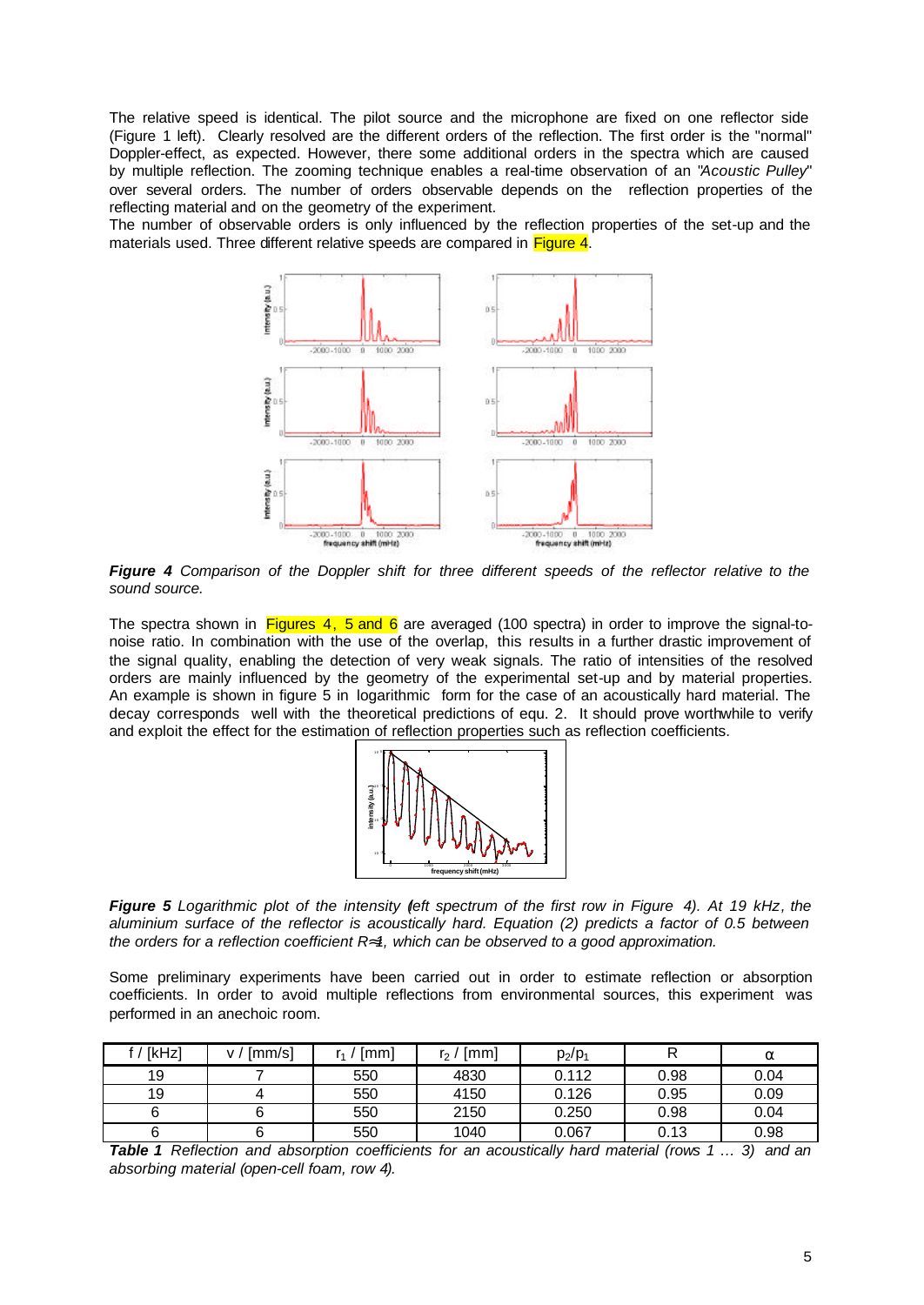The relative speed is identical. The pilot source and the microphone are fixed on one reflector side (Figure 1 left). Clearly resolved are the different orders of the reflection. The first order is the "normal" Doppler-effect, as expected. However, there some additional orders in the spectra which are caused by multiple reflection. The zooming technique enables a real-time observation of an *"Acoustic Pulley"* over several orders. The number of orders observable depends on the reflection properties of the reflecting material and on the geometry of the experiment.
The number of observable orders is only influenced by the reflection properties of the set-up and the materials used. Three different relative speeds are compared in Figure 4.

***Figure 4*** *Comparison of the Doppler shift for three different speeds of the reflector relative to the sound source.*

The spectra shown in Figures 4, 5 and 6 are averaged (100 spectra) in order to improve the signal-to-noise ratio. In combination with the use of the overlap, this results in a further drastic improvement of the signal quality, enabling the detection of very weak signals. The ratio of intensities of the resolved orders are mainly influenced by the geometry of the experimental set-up and by material properties. An example is shown in figure 5 in logarithmic form for the case of an acoustically hard material. The decay corresponds well with the theoretical predictions of equ. 2. It should prove worthwhile to verify and exploit the effect for the estimation of reflection properties such as reflection coefficients.

***Figure 5*** *Logarithmic plot of the intensity (left spectrum of the first row in Figure 4). At 19 kHz, the aluminium surface of the reflector is acoustically hard. Equation (2) predicts a factor of 0.5 between the orders for a reflection coefficient R≈1, which can be observed to a good approximation.*

Some preliminary experiments have been carried out in order to estimate reflection or absorption coefficients. In order to avoid multiple reflections from environmental sources, this experiment was performed in an anechoic room.

| f / [kHz] | v / [mm/s] | $r_1$ / [mm] | $r_2$ / [mm] | $p_2/p_1$ | R | $\alpha$ |
|---|---|---|---|---|---|---|
| 19 | 7 | 550 | 4830 | 0.112 | 0.98 | 0.04 |
| 19 | 4 | 550 | 4150 | 0.126 | 0.95 | 0.09 |
| 6 | 6 | 550 | 2150 | 0.250 | 0.98 | 0.04 |
| 6 | 6 | 550 | 1040 | 0.067 | 0.13 | 0.98 |

***Table 1*** *Reflection and absorption coefficients for an acoustically hard material (rows 1 … 3) and an absorbing material (open-cell foam, row 4).*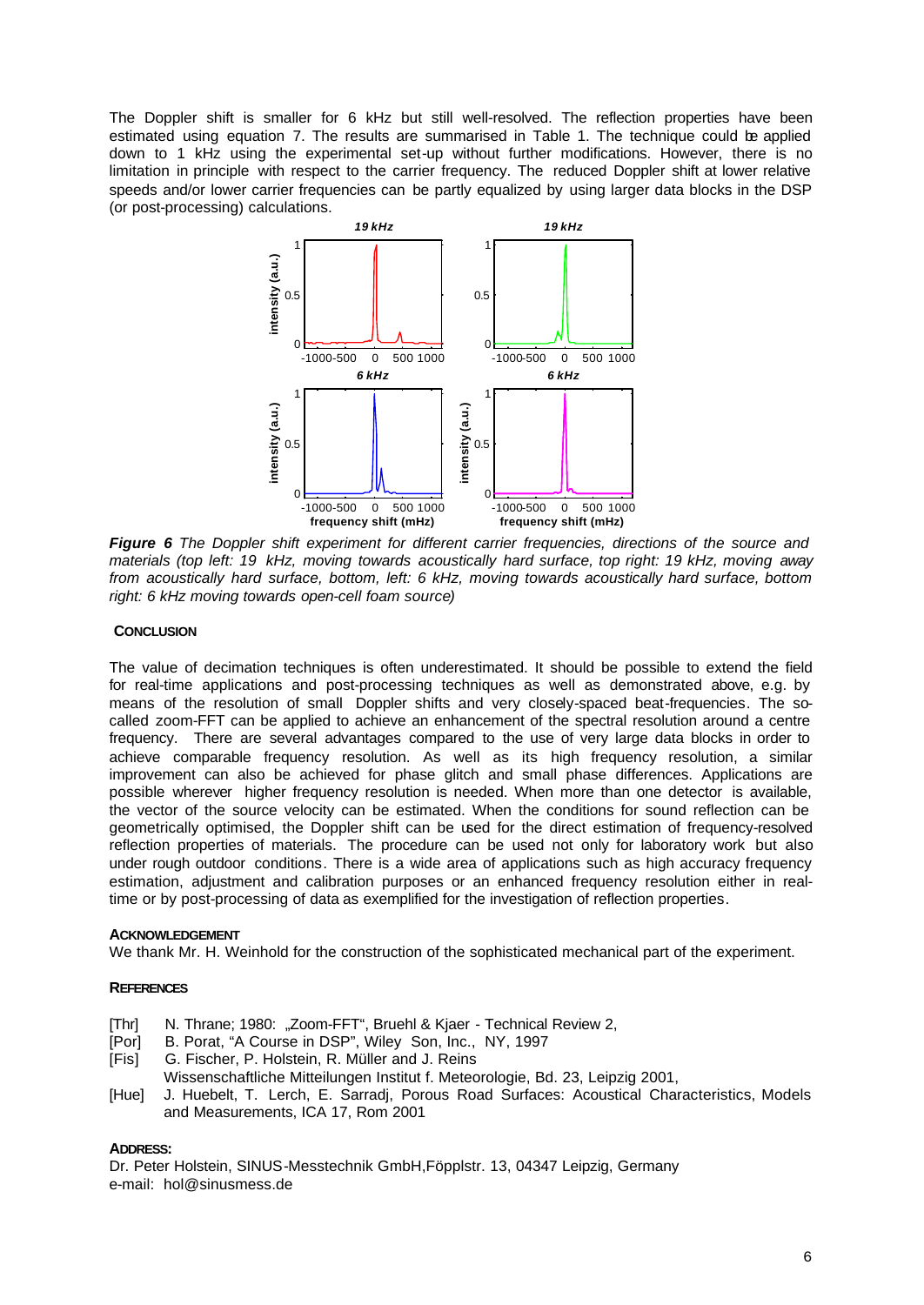The Doppler shift is smaller for 6 kHz but still well-resolved. The reflection properties have been estimated using equation 7. The results are summarised in Table 1. The technique could be applied down to 1 kHz using the experimental set-up without further modifications. However, there is no limitation in principle with respect to the carrier frequency. The reduced Doppler shift at lower relative speeds and/or lower carrier frequencies can be partly equalized by using larger data blocks in the DSP (or post-processing) calculations.

19 kHz
19 kHz
6 kHz
6 kHz
intensity (a.u.)
frequency shift (mHz)
1
0.5
0
-1000 -500 0 500 1000

*Figure 6 The Doppler shift experiment for different carrier frequencies, directions of the source and materials (top left: 19 kHz, moving towards acoustically hard surface, top right: 19 kHz, moving away from acoustically hard surface, bottom, left: 6 kHz, moving towards acoustically hard surface, bottom right: 6 kHz moving towards open-cell foam source)*

## CONCLUSION

The value of decimation techniques is often underestimated. It should be possible to extend the field for real-time applications and post-processing techniques as well as demonstrated above, e.g. by means of the resolution of small Doppler shifts and very closely-spaced beat-frequencies. The so-called zoom-FFT can be applied to achieve an enhancement of the spectral resolution around a centre frequency. There are several advantages compared to the use of very large data blocks in order to achieve comparable frequency resolution. As well as its high frequency resolution, a similar improvement can also be achieved for phase glitch and small phase differences. Applications are possible wherever higher frequency resolution is needed. When more than one detector is available, the vector of the source velocity can be estimated. When the conditions for sound reflection can be geometrically optimised, the Doppler shift can be used for the direct estimation of frequency-resolved reflection properties of materials. The procedure can be used not only for laboratory work but also under rough outdoor conditions. There is a wide area of applications such as high accuracy frequency estimation, adjustment and calibration purposes or an enhanced frequency resolution either in real-time or by post-processing of data as exemplified for the investigation of reflection properties.

## ACKNOWLEDGEMENT

We thank Mr. H. Weinhold for the construction of the sophisticated mechanical part of the experiment.

## REFERENCES

[Thr] N. Thrane; 1980: „Zoom-FFT", Bruehl & Kjaer - Technical Review 2,

[Por] B. Porat, "A Course in DSP", Wiley Son, Inc., NY, 1997

[Fis] G. Fischer, P. Holstein, R. Müller and J. Reins Wissenschaftliche Mitteilungen Institut f. Meteorologie, Bd. 23, Leipzig 2001,

[Hue] J. Huebelt, T. Lerch, E. Sarradj, Porous Road Surfaces: Acoustical Characteristics, Models and Measurements, ICA 17, Rom 2001

## ADDRESS:

Dr. Peter Holstein, SINUS-Messtechnik GmbH,Föpplstr. 13, 04347 Leipzig, Germany
e-mail: hol@sinusmess.de